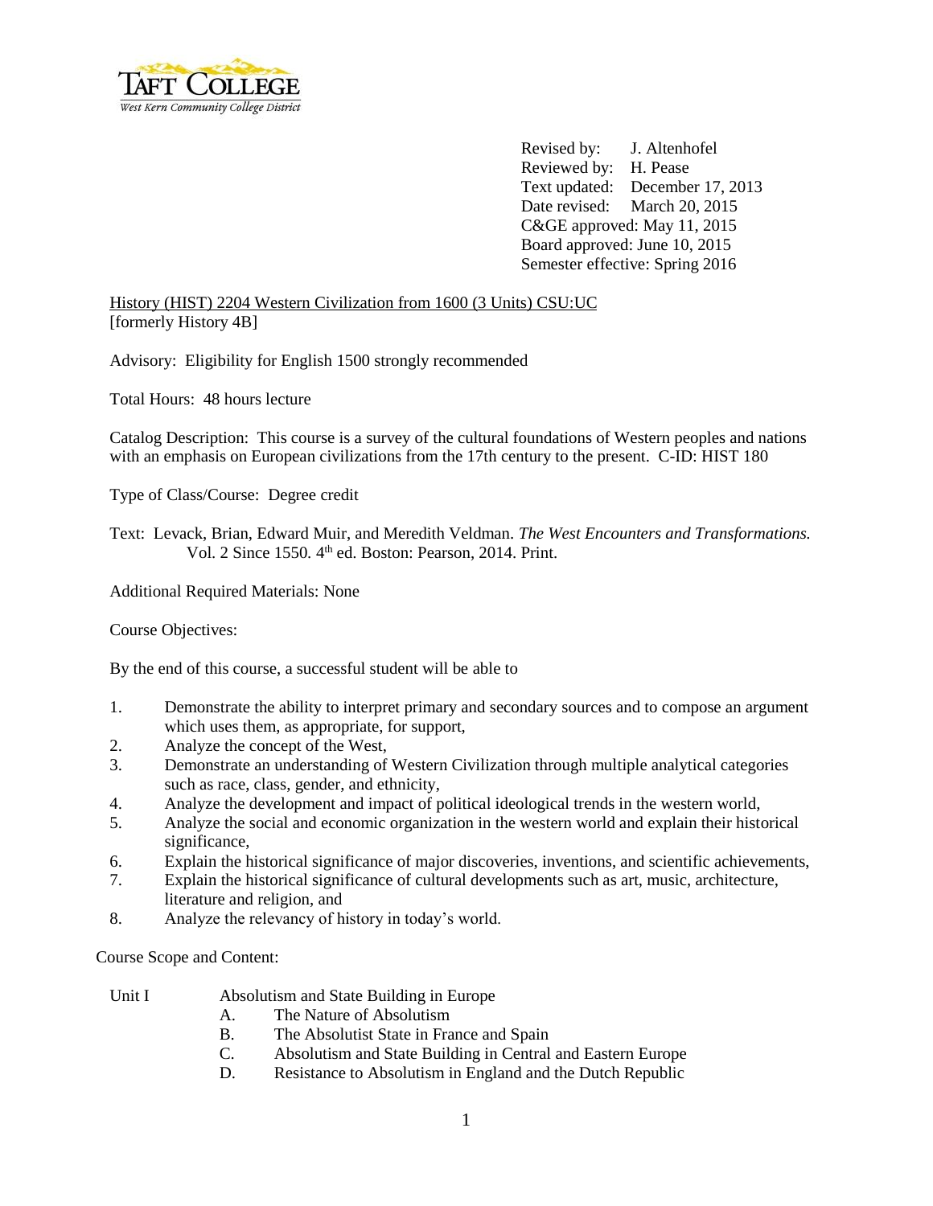TAFT COLLEGE
West Kern Community College District

Revised by: J. Altenhofel
Reviewed by: H. Pease
Text updated: December 17, 2013
Date revised: March 20, 2015
C&GE approved: May 11, 2015
Board approved: June 10, 2015
Semester effective: Spring 2016

History (HIST) 2204 Western Civilization from 1600 (3 Units) CSU:UC
[formerly History 4B]

Advisory: Eligibility for English 1500 strongly recommended

Total Hours: 48 hours lecture

Catalog Description: This course is a survey of the cultural foundations of Western peoples and nations with an emphasis on European civilizations from the 17th century to the present. C-ID: HIST 180

Type of Class/Course: Degree credit

Text: Levack, Brian, Edward Muir, and Meredith Veldman. *The West Encounters and Transformations.* Vol. 2 Since 1550. 4th ed. Boston: Pearson, 2014. Print.

Additional Required Materials: None

Course Objectives:

By the end of this course, a successful student will be able to

1. Demonstrate the ability to interpret primary and secondary sources and to compose an argument which uses them, as appropriate, for support,
2. Analyze the concept of the West,
3. Demonstrate an understanding of Western Civilization through multiple analytical categories such as race, class, gender, and ethnicity,
4. Analyze the development and impact of political ideological trends in the western world,
5. Analyze the social and economic organization in the western world and explain their historical significance,
6. Explain the historical significance of major discoveries, inventions, and scientific achievements,
7. Explain the historical significance of cultural developments such as art, music, architecture, literature and religion, and
8. Analyze the relevancy of history in today's world.

Course Scope and Content:

Unit I Absolutism and State Building in Europe

- A. The Nature of Absolutism
- B. The Absolutist State in France and Spain
- C. Absolutism and State Building in Central and Eastern Europe
- D. Resistance to Absolutism in England and the Dutch Republic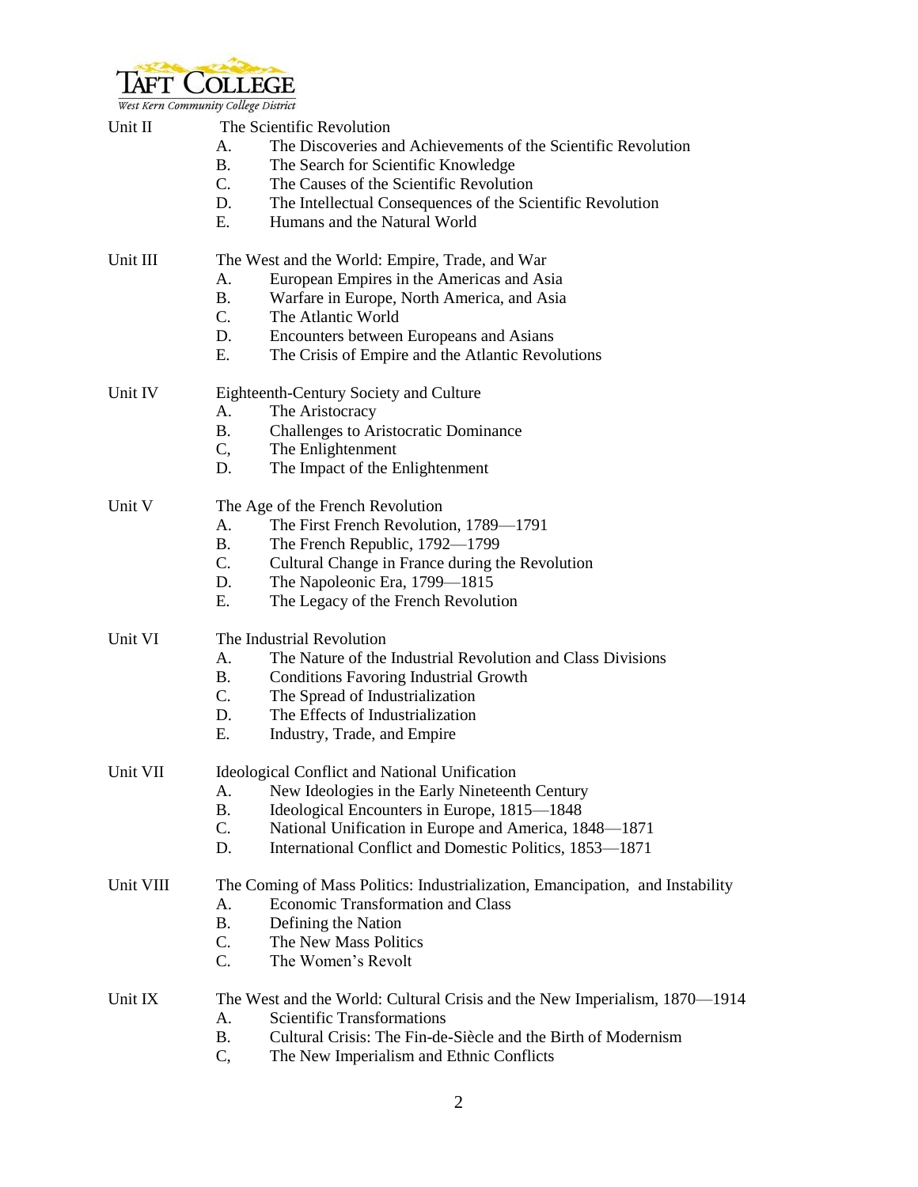Unit II The Scientific Revolution

A. The Discoveries and Achievements of the Scientific Revolution
B. The Search for Scientific Knowledge
C. The Causes of the Scientific Revolution
D. The Intellectual Consequences of the Scientific Revolution
E. Humans and the Natural World

Unit III The West and the World: Empire, Trade, and War

A. European Empires in the Americas and Asia
B. Warfare in Europe, North America, and Asia
C. The Atlantic World
D. Encounters between Europeans and Asians
E. The Crisis of Empire and the Atlantic Revolutions

Unit IV Eighteenth-Century Society and Culture

A. The Aristocracy
B. Challenges to Aristocratic Dominance
C, The Enlightenment
D. The Impact of the Enlightenment

Unit V The Age of the French Revolution

A. The First French Revolution, 1789—1791
B. The French Republic, 1792—1799
C. Cultural Change in France during the Revolution
D. The Napoleonic Era, 1799—1815
E. The Legacy of the French Revolution

Unit VI The Industrial Revolution

A. The Nature of the Industrial Revolution and Class Divisions
B. Conditions Favoring Industrial Growth
C. The Spread of Industrialization
D. The Effects of Industrialization
E. Industry, Trade, and Empire

Unit VII Ideological Conflict and National Unification

A. New Ideologies in the Early Nineteenth Century
B. Ideological Encounters in Europe, 1815—1848
C. National Unification in Europe and America, 1848—1871
D. International Conflict and Domestic Politics, 1853—1871

Unit VIII The Coming of Mass Politics: Industrialization, Emancipation, and Instability

A. Economic Transformation and Class
B. Defining the Nation
C. The New Mass Politics
C. The Women's Revolt

Unit IX The West and the World: Cultural Crisis and the New Imperialism, 1870—1914

A. Scientific Transformations
B. Cultural Crisis: The Fin-de-Siècle and the Birth of Modernism
C, The New Imperialism and Ethnic Conflicts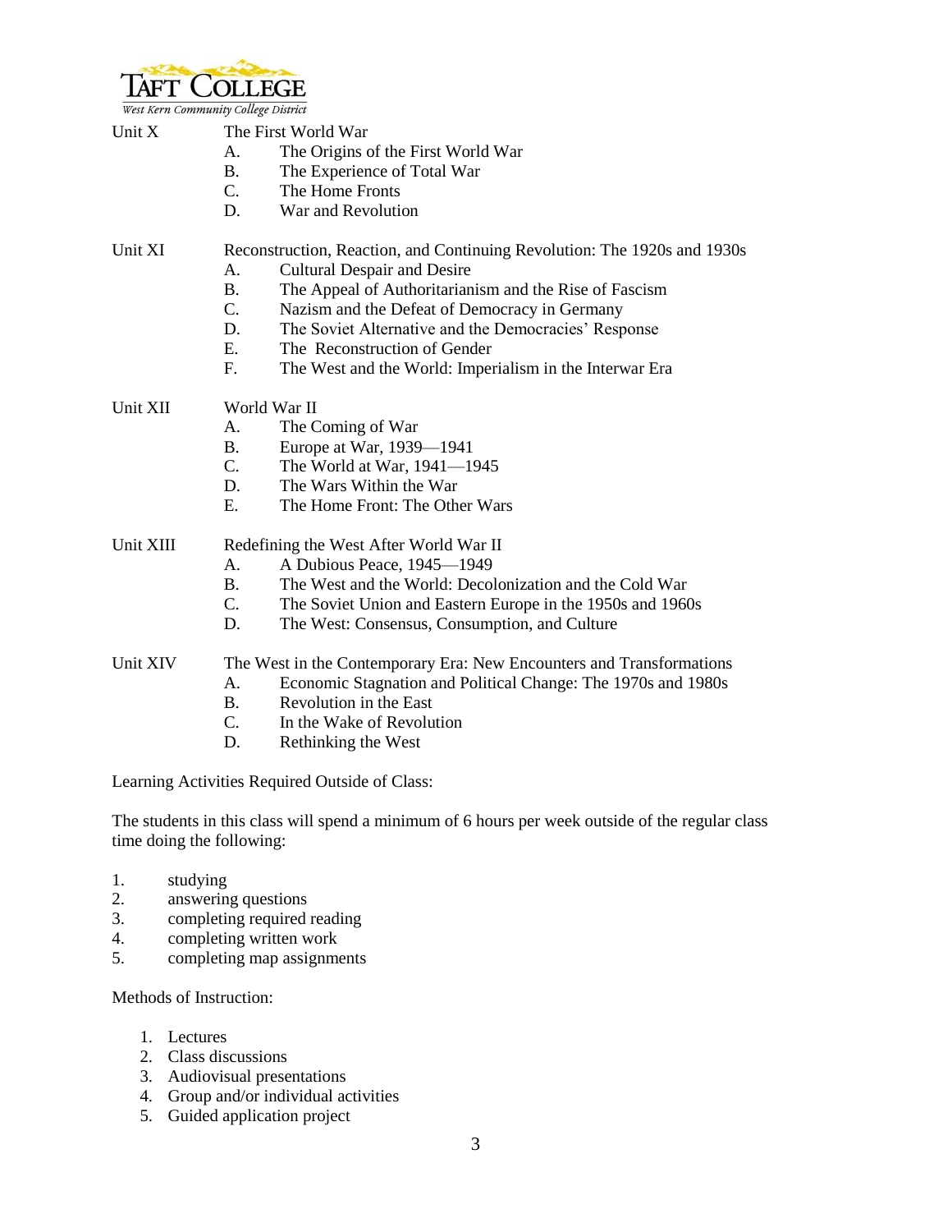Unit X The First World War

- A. The Origins of the First World War
- B. The Experience of Total War
- C. The Home Fronts
- D. War and Revolution

Unit XI Reconstruction, Reaction, and Continuing Revolution: The 1920s and 1930s

- A. Cultural Despair and Desire
- B. The Appeal of Authoritarianism and the Rise of Fascism
- C. Nazism and the Defeat of Democracy in Germany
- D. The Soviet Alternative and the Democracies' Response
- E. The Reconstruction of Gender
- F. The West and the World: Imperialism in the Interwar Era

Unit XII World War II

- A. The Coming of War
- B. Europe at War, 1939—1941
- C. The World at War, 1941—1945
- D. The Wars Within the War
- E. The Home Front: The Other Wars

Unit XIII Redefining the West After World War II

- A. A Dubious Peace, 1945—1949
- B. The West and the World: Decolonization and the Cold War
- C. The Soviet Union and Eastern Europe in the 1950s and 1960s
- D. The West: Consensus, Consumption, and Culture

Unit XIV The West in the Contemporary Era: New Encounters and Transformations

- A. Economic Stagnation and Political Change: The 1970s and 1980s
- B. Revolution in the East
- C. In the Wake of Revolution
- D. Rethinking the West

Learning Activities Required Outside of Class:

The students in this class will spend a minimum of 6 hours per week outside of the regular class time doing the following:

1. studying
2. answering questions
3. completing required reading
4. completing written work
5. completing map assignments

Methods of Instruction:

1. Lectures
2. Class discussions
3. Audiovisual presentations
4. Group and/or individual activities
5. Guided application project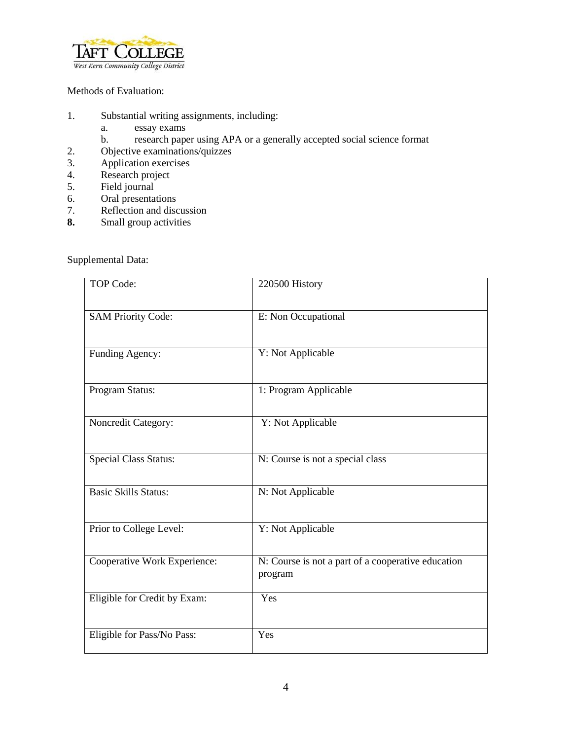Methods of Evaluation:

1. Substantial writing assignments, including:
   a. essay exams
   b. research paper using APA or a generally accepted social science format
2. Objective examinations/quizzes
3. Application exercises
4. Research project
5. Field journal
6. Oral presentations
7. Reflection and discussion
8. Small group activities

Supplemental Data:

| | |
|---|---|
| TOP Code: | 220500 History |
| SAM Priority Code: | E: Non Occupational |
| Funding Agency: | Y: Not Applicable |
| Program Status: | 1: Program Applicable |
| Noncredit Category: | Y: Not Applicable |
| Special Class Status: | N: Course is not a special class |
| Basic Skills Status: | N: Not Applicable |
| Prior to College Level: | Y: Not Applicable |
| Cooperative Work Experience: | N: Course is not a part of a cooperative education program |
| Eligible for Credit by Exam: | Yes |
| Eligible for Pass/No Pass: | Yes |